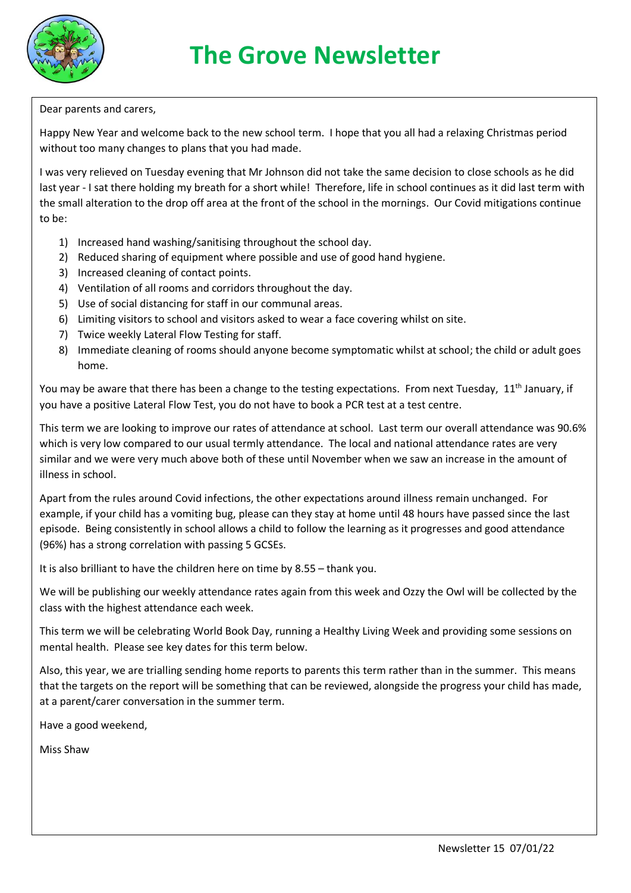# The Grove Newsletter

Dear parents and carers,

Happy New Year and welcome back to the new school term. I hope that you all had a relaxing Christmas period without too many changes to plans that you had made.

I was very relieved on Tuesday evening that Mr Johnson did not take the same decision to close schools as he did last year - I sat there holding my breath for a short while! Therefore, life in school continues as it did last term with the small alteration to the drop off area at the front of the school in the mornings. Our Covid mitigations continue to be:

1) Increased hand washing/sanitising throughout the school day.
2) Reduced sharing of equipment where possible and use of good hand hygiene.
3) Increased cleaning of contact points.
4) Ventilation of all rooms and corridors throughout the day.
5) Use of social distancing for staff in our communal areas.
6) Limiting visitors to school and visitors asked to wear a face covering whilst on site.
7) Twice weekly Lateral Flow Testing for staff.
8) Immediate cleaning of rooms should anyone become symptomatic whilst at school; the child or adult goes home.

You may be aware that there has been a change to the testing expectations. From next Tuesday, 11th January, if you have a positive Lateral Flow Test, you do not have to book a PCR test at a test centre.

This term we are looking to improve our rates of attendance at school. Last term our overall attendance was 90.6% which is very low compared to our usual termly attendance. The local and national attendance rates are very similar and we were very much above both of these until November when we saw an increase in the amount of illness in school.

Apart from the rules around Covid infections, the other expectations around illness remain unchanged. For example, if your child has a vomiting bug, please can they stay at home until 48 hours have passed since the last episode. Being consistently in school allows a child to follow the learning as it progresses and good attendance (96%) has a strong correlation with passing 5 GCSEs.

It is also brilliant to have the children here on time by 8.55 – thank you.

We will be publishing our weekly attendance rates again from this week and Ozzy the Owl will be collected by the class with the highest attendance each week.

This term we will be celebrating World Book Day, running a Healthy Living Week and providing some sessions on mental health. Please see key dates for this term below.

Also, this year, we are trialling sending home reports to parents this term rather than in the summer. This means that the targets on the report will be something that can be reviewed, alongside the progress your child has made, at a parent/carer conversation in the summer term.

Have a good weekend,

Miss Shaw

Newsletter 15 07/01/22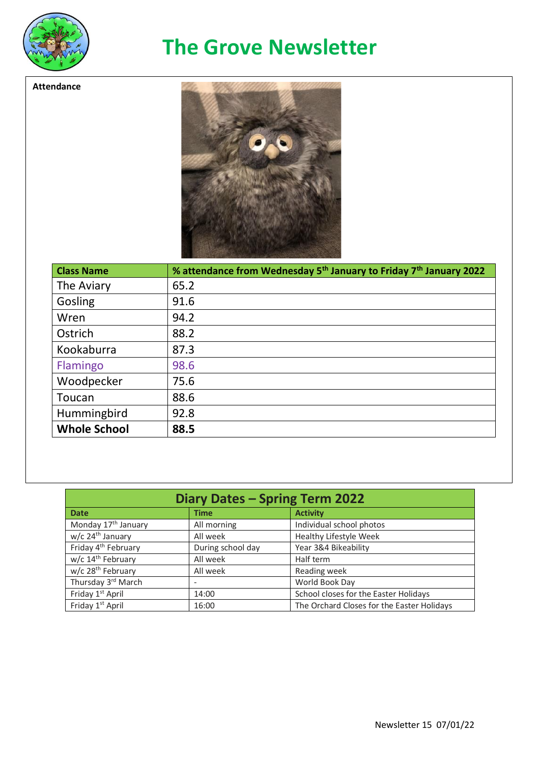# The Grove Newsletter

**Attendance**

| Class Name | % attendance from Wednesday 5th January to Friday 7th January 2022 |
|---|---|
| The Aviary | 65.2 |
| Gosling | 91.6 |
| Wren | 94.2 |
| Ostrich | 88.2 |
| Kookaburra | 87.3 |
| Flamingo | 98.6 |
| Woodpecker | 75.6 |
| Toucan | 88.6 |
| Hummingbird | 92.8 |
| **Whole School** | **88.5** |

## Diary Dates – Spring Term 2022

| Date | Time | Activity |
|---|---|---|
| Monday 17th January | All morning | Individual school photos |
| w/c 24th January | All week | Healthy Lifestyle Week |
| Friday 4th February | During school day | Year 3&4 Bikeability |
| w/c 14th February | All week | Half term |
| w/c 28th February | All week | Reading week |
| Thursday 3rd March | - | World Book Day |
| Friday 1st April | 14:00 | School closes for the Easter Holidays |
| Friday 1st April | 16:00 | The Orchard Closes for the Easter Holidays |

Newsletter 15 07/01/22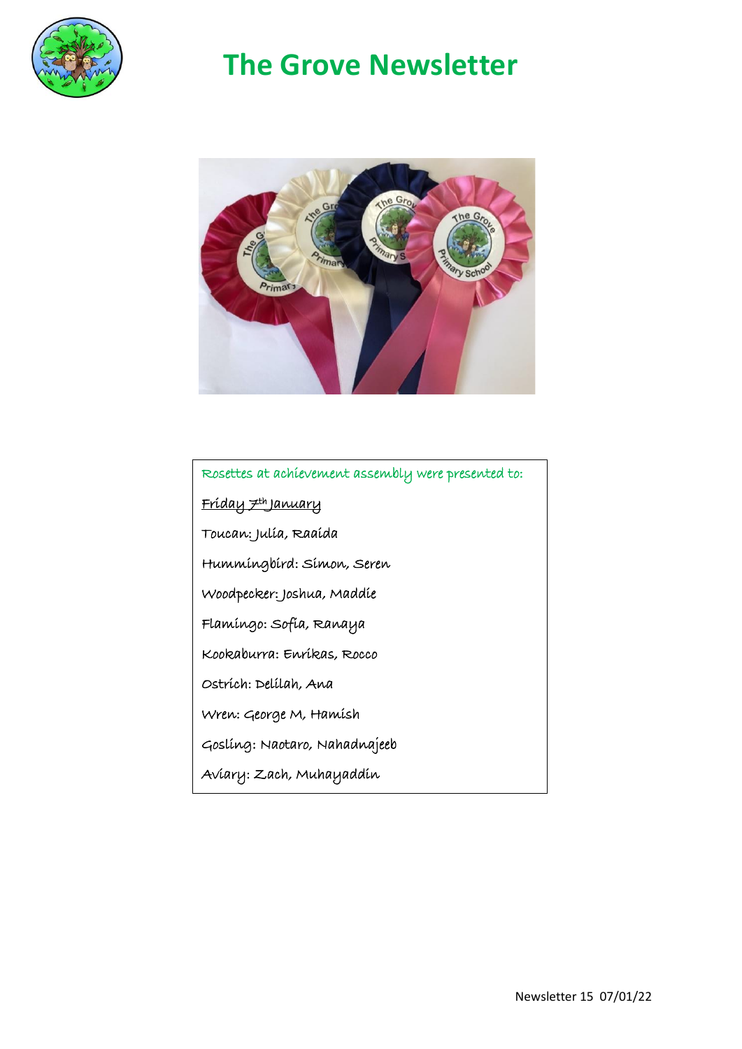# The Grove Newsletter

Rosettes at achievement assembly were presented to:

<u>Friday 7th January</u>

Toucan: Julia, Raaida

Hummingbird: Simon, Seren

Woodpecker: Joshua, Maddie

Flamingo: Sofia, Ranaya

Kookaburra: Enrikas, Rocco

Ostrich: Delilah, Ana

Wren: George M, Hamish

Gosling: Naotaro, Nahadnajeeb

Aviary: Zach, Muhayaddin